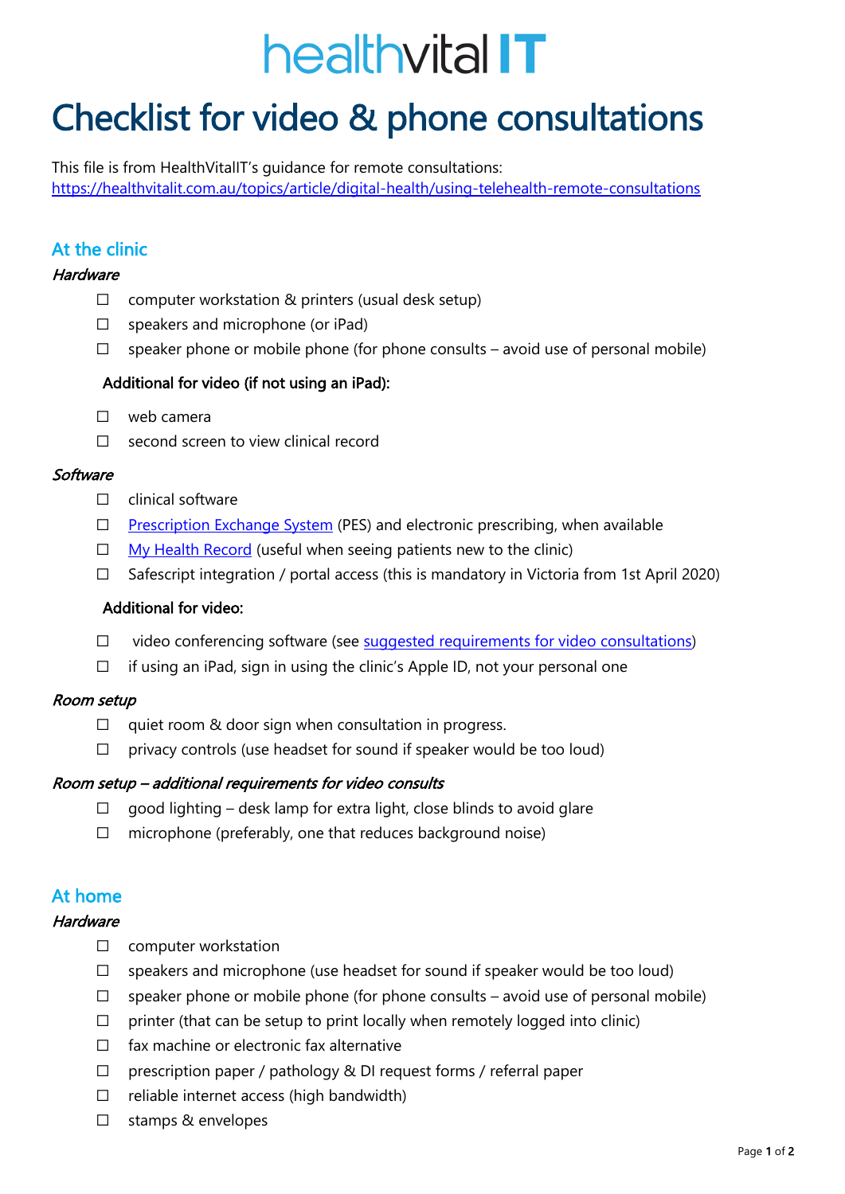healthvital IT

# Checklist for video & phone consultations

This file is from HealthVitalIT's guidance for remote consultations: [https://healthvitalit.com.au/topics/article/digital-health/using-telehealth-remote-consultations](https://healthvitalit.com.au/topics/article/digital-health/using-telehealth-remote-consultations)

## At the clinic

### *Hardware*

- ☐ computer workstation & printers (usual desk setup)
- ☐ speakers and microphone (or iPad)
- ☐ speaker phone or mobile phone (for phone consults – avoid use of personal mobile)

**Additional for video (if not using an iPad):**

- ☐ web camera
- ☐ second screen to view clinical record

### *Software*

- ☐ clinical software
- ☐ Prescription Exchange System (PES) and electronic prescribing, when available
- ☐ My Health Record (useful when seeing patients new to the clinic)
- ☐ Safescript integration / portal access (this is mandatory in Victoria from 1st April 2020)

**Additional for video:**

- ☐ video conferencing software (see suggested requirements for video consultations)
- ☐ if using an iPad, sign in using the clinic's Apple ID, not your personal one

### *Room setup*

- ☐ quiet room & door sign when consultation in progress.
- ☐ privacy controls (use headset for sound if speaker would be too loud)

### *Room setup – additional requirements for video consults*

- ☐ good lighting – desk lamp for extra light, close blinds to avoid glare
- ☐ microphone (preferably, one that reduces background noise)

## At home

### *Hardware*

- ☐ computer workstation
- ☐ speakers and microphone (use headset for sound if speaker would be too loud)
- ☐ speaker phone or mobile phone (for phone consults – avoid use of personal mobile)
- ☐ printer (that can be setup to print locally when remotely logged into clinic)
- ☐ fax machine or electronic fax alternative
- ☐ prescription paper / pathology & DI request forms / referral paper
- ☐ reliable internet access (high bandwidth)
- ☐ stamps & envelopes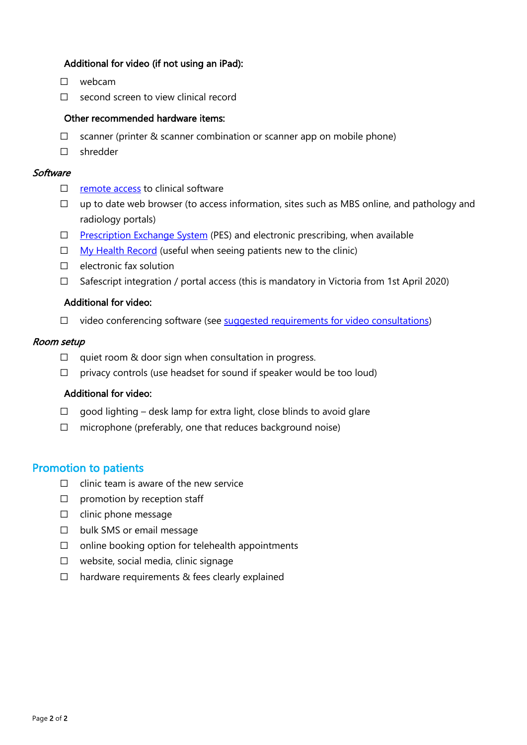**Additional for video (if not using an iPad):**

- ☐ webcam
- ☐ second screen to view clinical record

**Other recommended hardware items:**

- ☐ scanner (printer & scanner combination or scanner app on mobile phone)
- ☐ shredder

### *Software*

- ☐ remote access to clinical software
- ☐ up to date web browser (to access information, sites such as MBS online, and pathology and radiology portals)
- ☐ Prescription Exchange System (PES) and electronic prescribing, when available
- ☐ My Health Record (useful when seeing patients new to the clinic)
- ☐ electronic fax solution
- ☐ Safescript integration / portal access (this is mandatory in Victoria from 1st April 2020)

**Additional for video:**

- ☐ video conferencing software (see suggested requirements for video consultations)

### *Room setup*

- ☐ quiet room & door sign when consultation in progress.
- ☐ privacy controls (use headset for sound if speaker would be too loud)

**Additional for video:**

- ☐ good lighting – desk lamp for extra light, close blinds to avoid glare
- ☐ microphone (preferably, one that reduces background noise)

## Promotion to patients

- ☐ clinic team is aware of the new service
- ☐ promotion by reception staff
- ☐ clinic phone message
- ☐ bulk SMS or email message
- ☐ online booking option for telehealth appointments
- ☐ website, social media, clinic signage
- ☐ hardware requirements & fees clearly explained